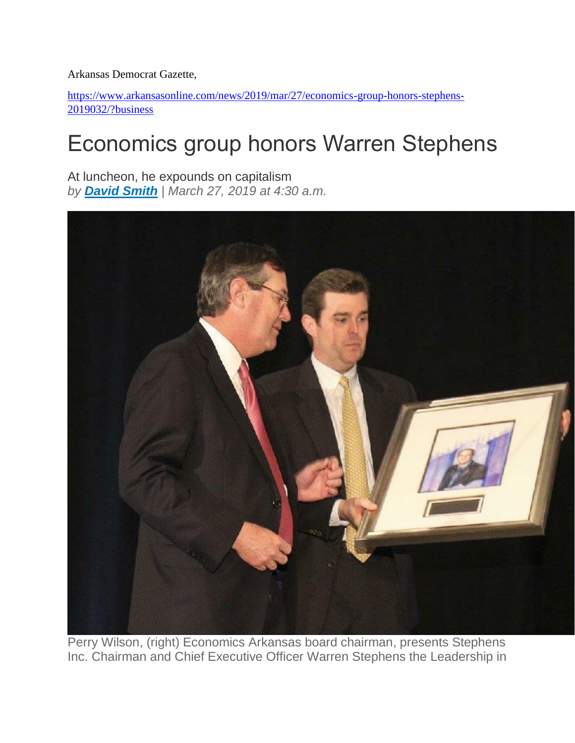Arkansas Democrat Gazette,

https://www.arkansasonline.com/news/2019/mar/27/economics-group-honors-stephens-2019032/?business

# Economics group honors Warren Stephens

At luncheon, he expounds on capitalism

*by* ***David Smith*** *| March 27, 2019 at 4:30 a.m.*

Perry Wilson, (right) Economics Arkansas board chairman, presents Stephens Inc. Chairman and Chief Executive Officer Warren Stephens the Leadership in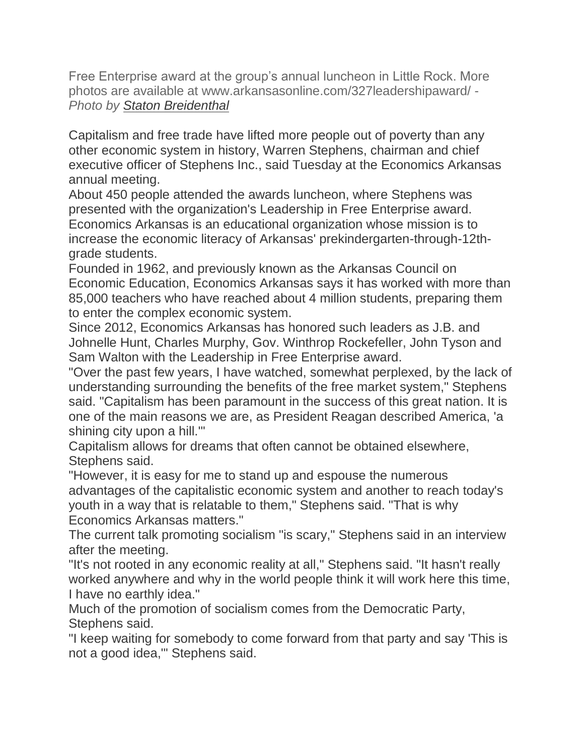Free Enterprise award at the group's annual luncheon in Little Rock. More photos are available at www.arkansasonline.com/327leadershipaward/ - *Photo by [Staton Breidenthal]*

Capitalism and free trade have lifted more people out of poverty than any other economic system in history, Warren Stephens, chairman and chief executive officer of Stephens Inc., said Tuesday at the Economics Arkansas annual meeting.

About 450 people attended the awards luncheon, where Stephens was presented with the organization's Leadership in Free Enterprise award.

Economics Arkansas is an educational organization whose mission is to increase the economic literacy of Arkansas' prekindergarten-through-12th-grade students.

Founded in 1962, and previously known as the Arkansas Council on Economic Education, Economics Arkansas says it has worked with more than 85,000 teachers who have reached about 4 million students, preparing them to enter the complex economic system.

Since 2012, Economics Arkansas has honored such leaders as J.B. and Johnelle Hunt, Charles Murphy, Gov. Winthrop Rockefeller, John Tyson and Sam Walton with the Leadership in Free Enterprise award.

"Over the past few years, I have watched, somewhat perplexed, by the lack of understanding surrounding the benefits of the free market system," Stephens said. "Capitalism has been paramount in the success of this great nation. It is one of the main reasons we are, as President Reagan described America, 'a shining city upon a hill.'"

Capitalism allows for dreams that often cannot be obtained elsewhere, Stephens said.

"However, it is easy for me to stand up and espouse the numerous advantages of the capitalistic economic system and another to reach today's youth in a way that is relatable to them," Stephens said. "That is why Economics Arkansas matters."

The current talk promoting socialism "is scary," Stephens said in an interview after the meeting.

"It's not rooted in any economic reality at all," Stephens said. "It hasn't really worked anywhere and why in the world people think it will work here this time, I have no earthly idea."

Much of the promotion of socialism comes from the Democratic Party, Stephens said.

"I keep waiting for somebody to come forward from that party and say 'This is not a good idea,'" Stephens said.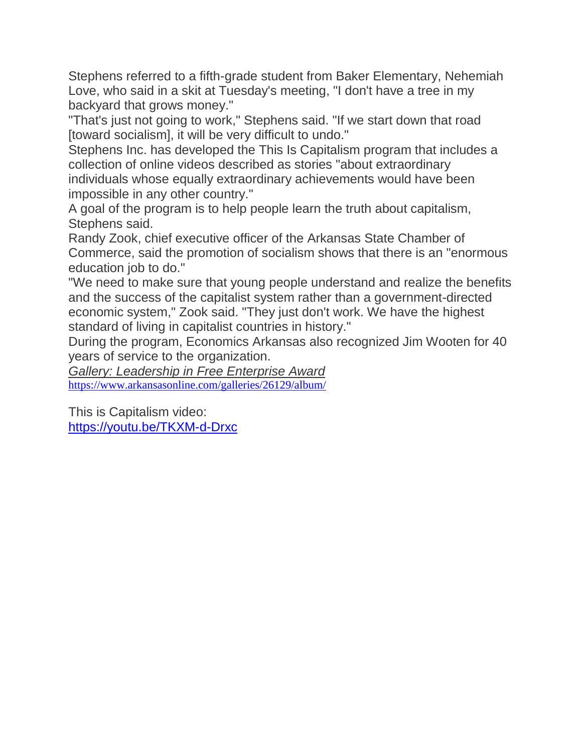Stephens referred to a fifth-grade student from Baker Elementary, Nehemiah Love, who said in a skit at Tuesday's meeting, "I don't have a tree in my backyard that grows money."

"That's just not going to work," Stephens said. "If we start down that road [toward socialism], it will be very difficult to undo."

Stephens Inc. has developed the This Is Capitalism program that includes a collection of online videos described as stories "about extraordinary individuals whose equally extraordinary achievements would have been impossible in any other country."

A goal of the program is to help people learn the truth about capitalism, Stephens said.

Randy Zook, chief executive officer of the Arkansas State Chamber of Commerce, said the promotion of socialism shows that there is an "enormous education job to do."

"We need to make sure that young people understand and realize the benefits and the success of the capitalist system rather than a government-directed economic system," Zook said. "They just don't work. We have the highest standard of living in capitalist countries in history."

During the program, Economics Arkansas also recognized Jim Wooten for 40 years of service to the organization.

*Gallery: Leadership in Free Enterprise Award*
https://www.arkansasonline.com/galleries/26129/album/

This is Capitalism video:
https://youtu.be/TKXM-d-Drxc